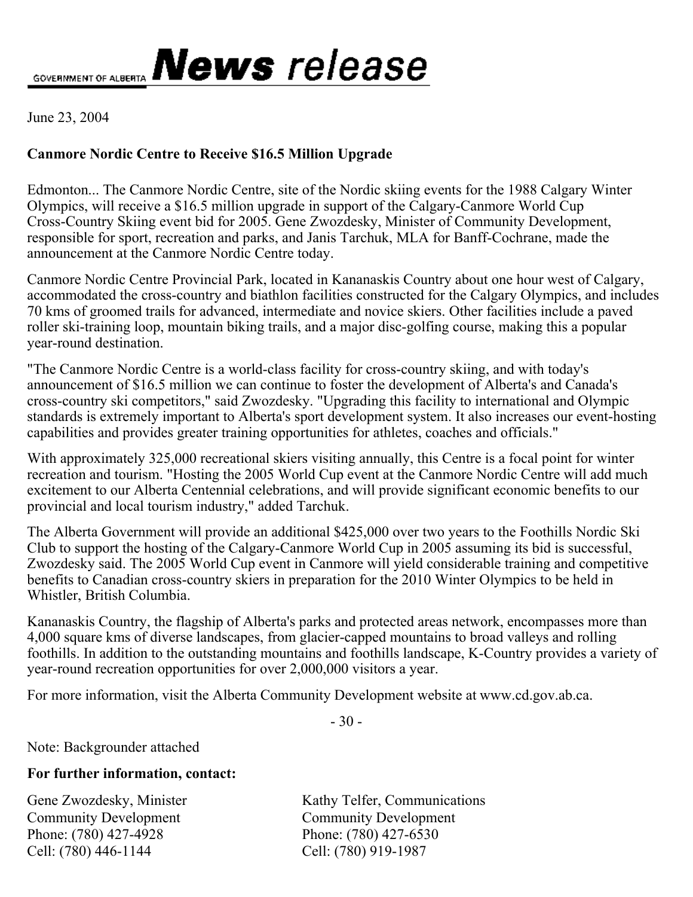GOVERNMENT OF ALBERTA **News** *release*

June 23, 2004

**Canmore Nordic Centre to Receive $16.5 Million Upgrade**

Edmonton... The Canmore Nordic Centre, site of the Nordic skiing events for the 1988 Calgary Winter Olympics, will receive a $16.5 million upgrade in support of the Calgary-Canmore World Cup Cross-Country Skiing event bid for 2005. Gene Zwozdesky, Minister of Community Development, responsible for sport, recreation and parks, and Janis Tarchuk, MLA for Banff-Cochrane, made the announcement at the Canmore Nordic Centre today.

Canmore Nordic Centre Provincial Park, located in Kananaskis Country about one hour west of Calgary, accommodated the cross-country and biathlon facilities constructed for the Calgary Olympics, and includes 70 kms of groomed trails for advanced, intermediate and novice skiers. Other facilities include a paved roller ski-training loop, mountain biking trails, and a major disc-golfing course, making this a popular year-round destination.

"The Canmore Nordic Centre is a world-class facility for cross-country skiing, and with today's announcement of $16.5 million we can continue to foster the development of Alberta's and Canada's cross-country ski competitors," said Zwozdesky. "Upgrading this facility to international and Olympic standards is extremely important to Alberta's sport development system. It also increases our event-hosting capabilities and provides greater training opportunities for athletes, coaches and officials."

With approximately 325,000 recreational skiers visiting annually, this Centre is a focal point for winter recreation and tourism. "Hosting the 2005 World Cup event at the Canmore Nordic Centre will add much excitement to our Alberta Centennial celebrations, and will provide significant economic benefits to our provincial and local tourism industry," added Tarchuk.

The Alberta Government will provide an additional $425,000 over two years to the Foothills Nordic Ski Club to support the hosting of the Calgary-Canmore World Cup in 2005 assuming its bid is successful, Zwozdesky said. The 2005 World Cup event in Canmore will yield considerable training and competitive benefits to Canadian cross-country skiers in preparation for the 2010 Winter Olympics to be held in Whistler, British Columbia.

Kananaskis Country, the flagship of Alberta's parks and protected areas network, encompasses more than 4,000 square kms of diverse landscapes, from glacier-capped mountains to broad valleys and rolling foothills. In addition to the outstanding mountains and foothills landscape, K-Country provides a variety of year-round recreation opportunities for over 2,000,000 visitors a year.

For more information, visit the Alberta Community Development website at www.cd.gov.ab.ca.

\- 30 -

Note: Backgrounder attached

**For further information, contact:**

Gene Zwozdesky, Minister
Community Development
Phone: (780) 427-4928
Cell: (780) 446-1144

Kathy Telfer, Communications
Community Development
Phone: (780) 427-6530
Cell: (780) 919-1987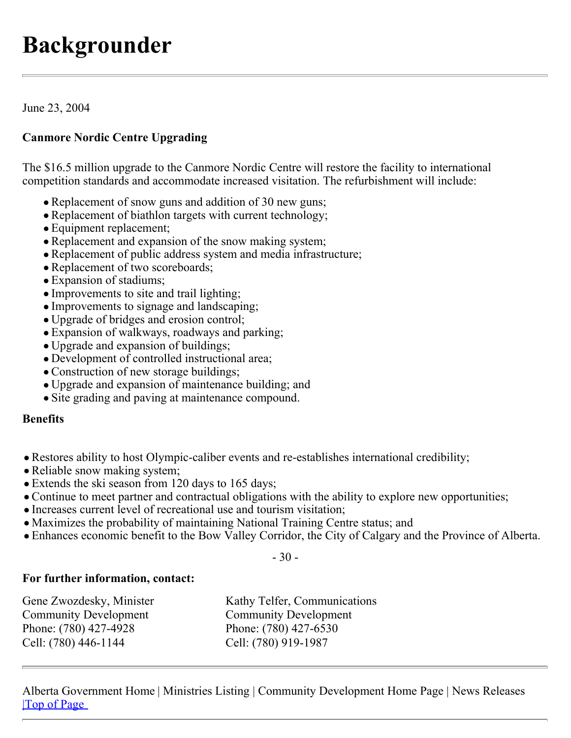# Backgrounder

June 23, 2004

**Canmore Nordic Centre Upgrading**

The $16.5 million upgrade to the Canmore Nordic Centre will restore the facility to international competition standards and accommodate increased visitation. The refurbishment will include:

- Replacement of snow guns and addition of 30 new guns;
- Replacement of biathlon targets with current technology;
- Equipment replacement;
- Replacement and expansion of the snow making system;
- Replacement of public address system and media infrastructure;
- Replacement of two scoreboards;
- Expansion of stadiums;
- Improvements to site and trail lighting;
- Improvements to signage and landscaping;
- Upgrade of bridges and erosion control;
- Expansion of walkways, roadways and parking;
- Upgrade and expansion of buildings;
- Development of controlled instructional area;
- Construction of new storage buildings;
- Upgrade and expansion of maintenance building; and
- Site grading and paving at maintenance compound.

**Benefits**

- Restores ability to host Olympic-caliber events and re-establishes international credibility;
- Reliable snow making system;
- Extends the ski season from 120 days to 165 days;
- Continue to meet partner and contractual obligations with the ability to explore new opportunities;
- Increases current level of recreational use and tourism visitation;
- Maximizes the probability of maintaining National Training Centre status; and
- Enhances economic benefit to the Bow Valley Corridor, the City of Calgary and the Province of Alberta.

\- 30 -

**For further information, contact:**

| | |
|---|---|
| Gene Zwozdesky, Minister | Kathy Telfer, Communications |
| Community Development | Community Development |
| Phone: (780) 427-4928 | Phone: (780) 427-6530 |
| Cell: (780) 446-1144 | Cell: (780) 919-1987 |

Alberta Government Home | Ministries Listing | Community Development Home Page | News Releases |Top of Page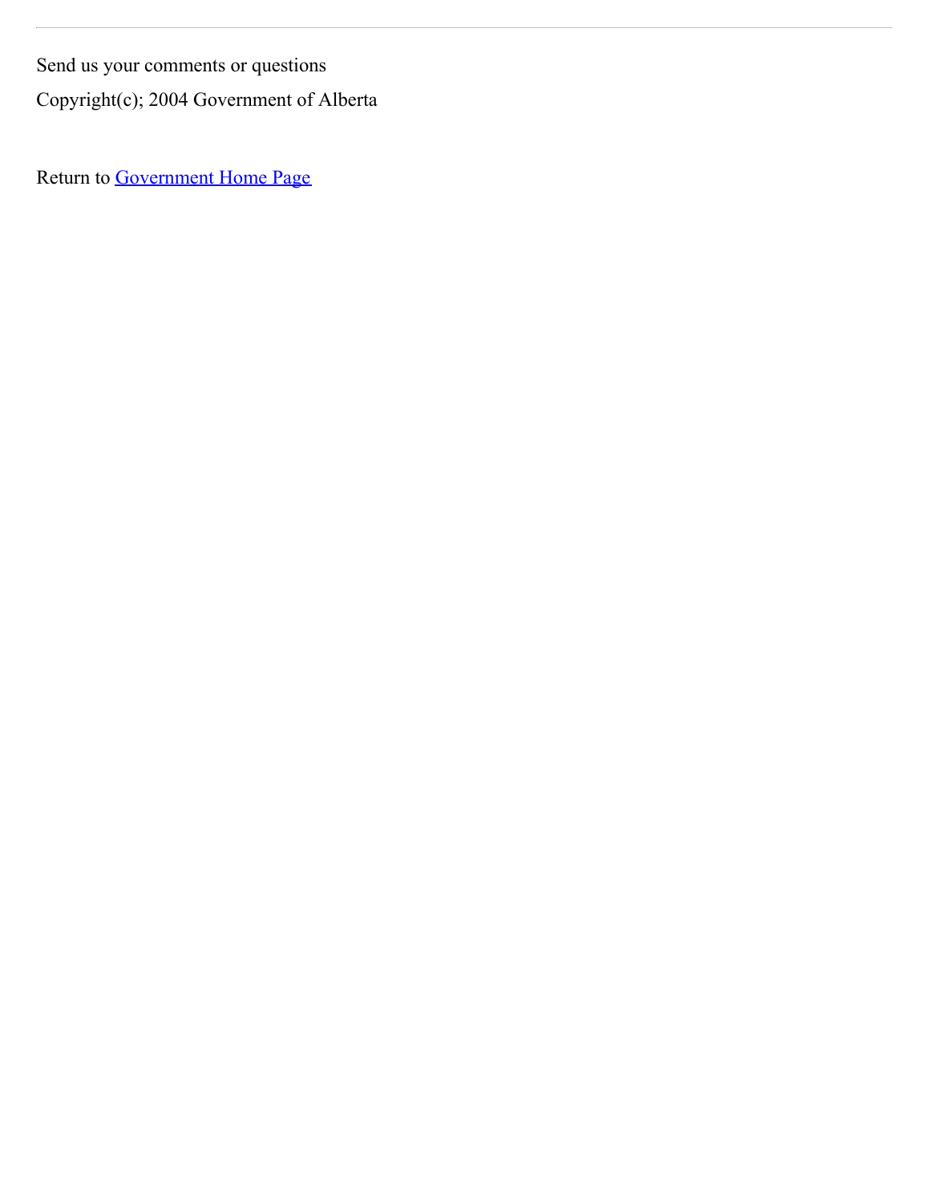---

Send us your comments or questions

Copyright(c); 2004 Government of Alberta

Return to Government Home Page